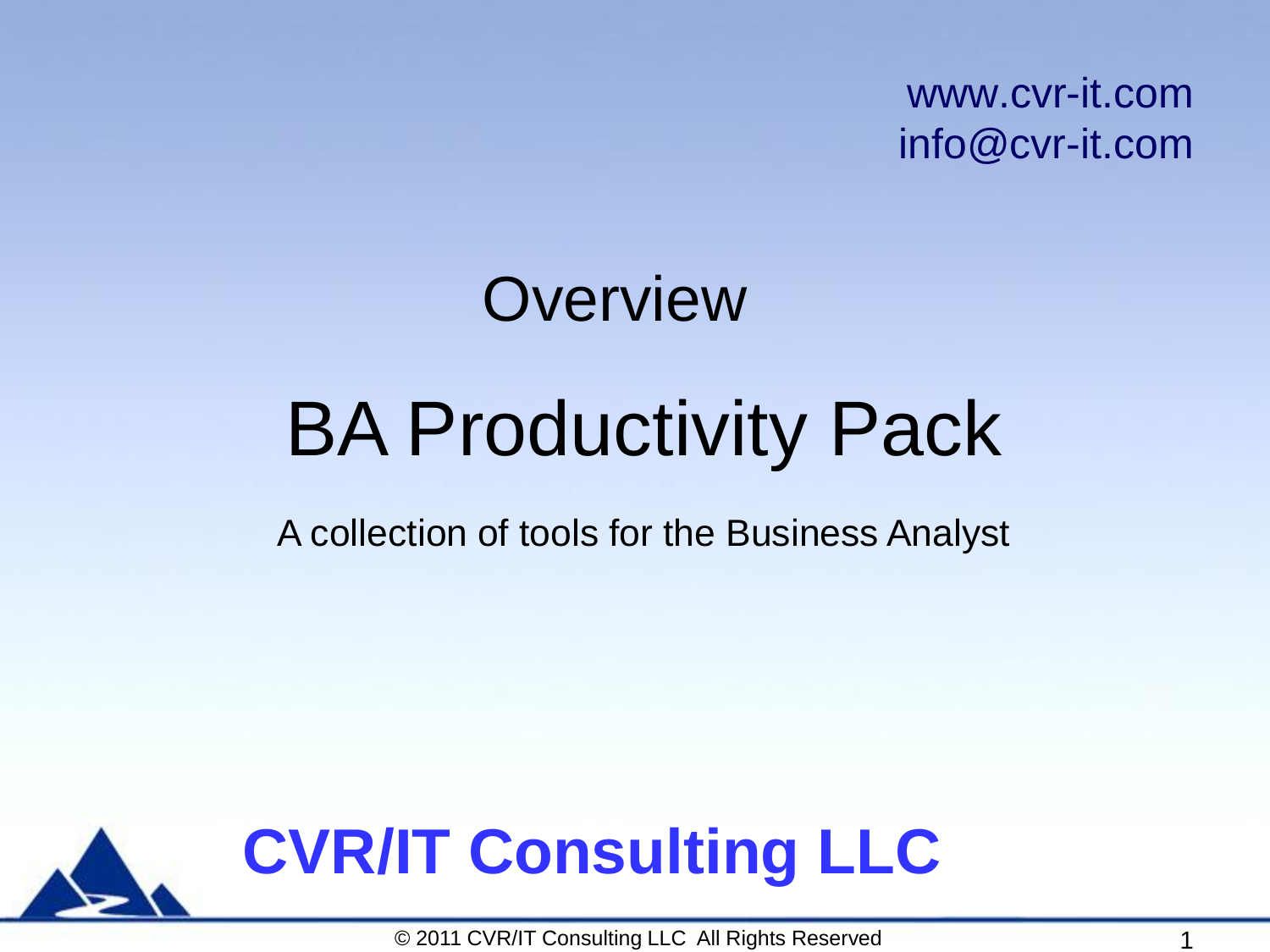www.cvr-it.com
info@cvr-it.com

# Overview

# BA Productivity Pack

A collection of tools for the Business Analyst

**CVR/IT Consulting LLC**

© 2011 CVR/IT Consulting LLC All Rights Reserved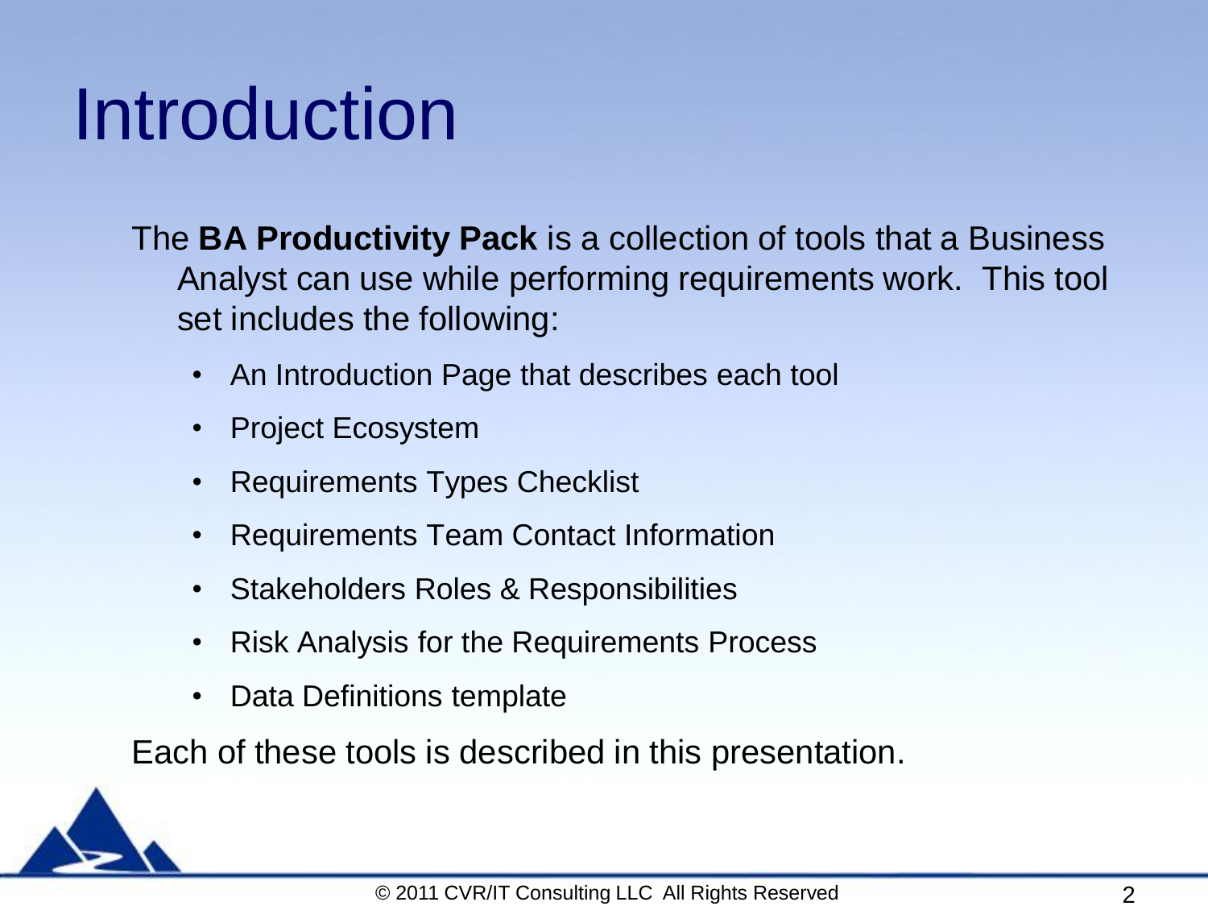# Introduction

The **BA Productivity Pack** is a collection of tools that a Business Analyst can use while performing requirements work. This tool set includes the following:

- An Introduction Page that describes each tool
- Project Ecosystem
- Requirements Types Checklist
- Requirements Team Contact Information
- Stakeholders Roles & Responsibilities
- Risk Analysis for the Requirements Process
- Data Definitions template

Each of these tools is described in this presentation.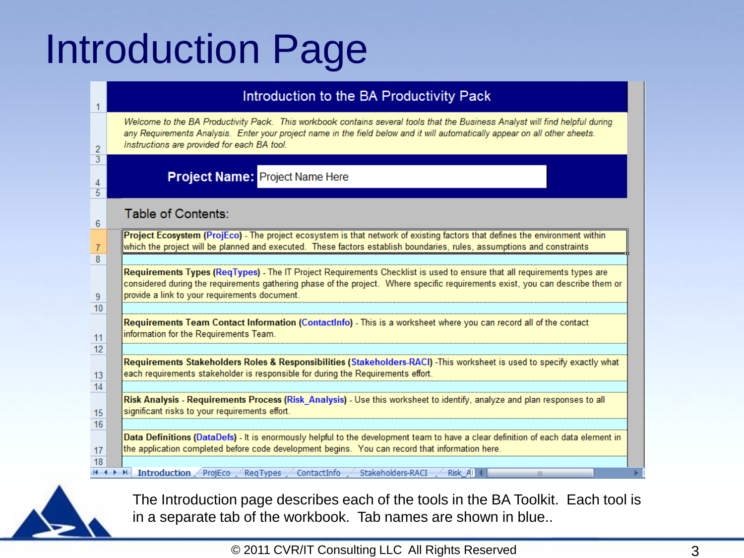# Introduction Page

## Introduction to the BA Productivity Pack

*Welcome to the BA Productivity Pack. This workbook contains several tools that the Business Analyst will find helpful during any Requirements Analysis. Enter your project name in the field below and it will automatically appear on all other sheets. Instructions are provided for each BA tool.*

**Project Name:** Project Name Here

Table of Contents:

**Project Ecosystem (ProjEco)** - The project ecosystem is that network of existing factors that defines the environment within which the project will be planned and executed. These factors establish boundaries, rules, assumptions and constraints

**Requirements Types (ReqTypes)** - The IT Project Requirements Checklist is used to ensure that all requirements types are considered during the requirements gathering phase of the project. Where specific requirements exist, you can describe them or provide a link to your requirements document.

**Requirements Team Contact Information (ContactInfo)** - This is a worksheet where you can record all of the contact information for the Requirements Team.

**Requirements Stakeholders Roles & Responsibilities (Stakeholders-RACI)** -This worksheet is used to specify exactly what each requirements stakeholder is responsible for during the Requirements effort.

**Risk Analysis - Requirements Process (Risk_Analysis)** - Use this worksheet to identify, analyze and plan responses to all significant risks to your requirements effort.

**Data Definitions (DataDefs)** - It is enormously helpful to the development team to have a clear definition of each data element in the application completed before code development begins. You can record that information here.

Introduction | ProjEco | ReqTypes | ContactInfo | Stakeholders-RACI | Risk_A

The Introduction page describes each of the tools in the BA Toolkit. Each tool is in a separate tab of the workbook. Tab names are shown in blue..

© 2011 CVR/IT Consulting LLC All Rights Reserved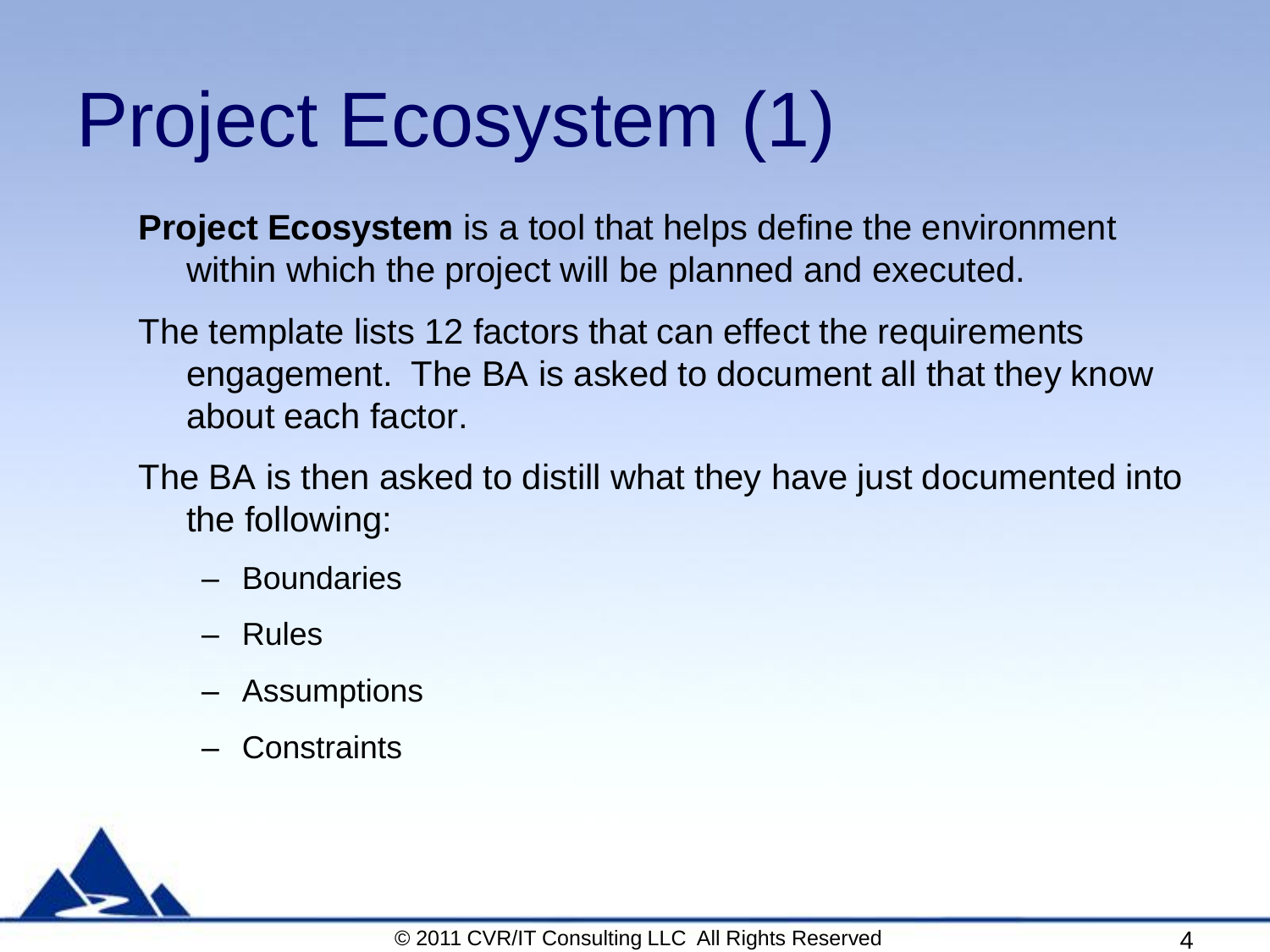# Project Ecosystem (1)

**Project Ecosystem** is a tool that helps define the environment within which the project will be planned and executed.

The template lists 12 factors that can effect the requirements engagement. The BA is asked to document all that they know about each factor.

The BA is then asked to distill what they have just documented into the following:

- Boundaries
- Rules
- Assumptions
- Constraints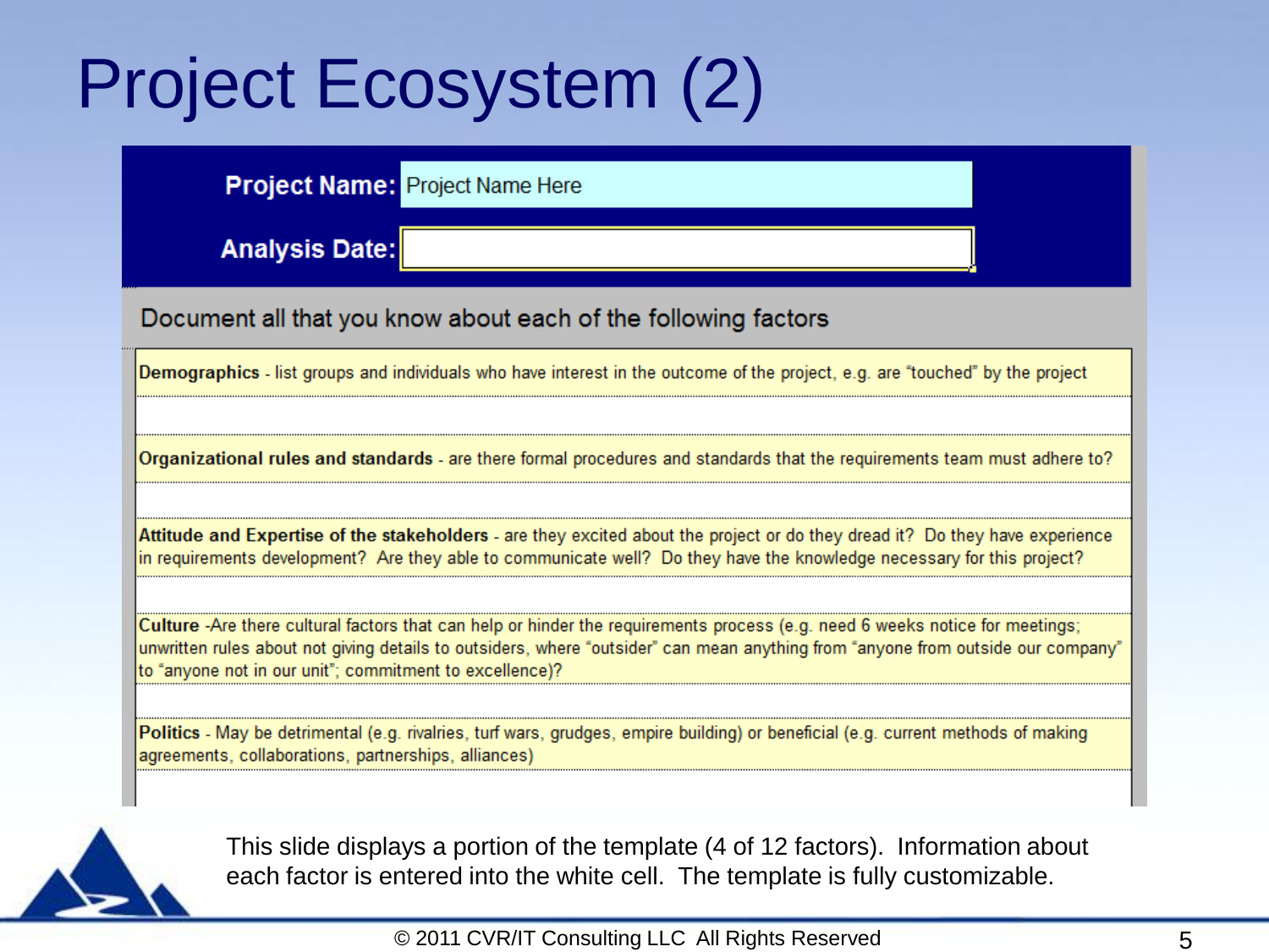# Project Ecosystem (2)

**Project Name:** Project Name Here

**Analysis Date:**

Document all that you know about each of the following factors

**Demographics** - list groups and individuals who have interest in the outcome of the project, e.g. are "touched" by the project

**Organizational rules and standards** - are there formal procedures and standards that the requirements team must adhere to?

**Attitude and Expertise of the stakeholders** - are they excited about the project or do they dread it? Do they have experience in requirements development? Are they able to communicate well? Do they have the knowledge necessary for this project?

**Culture** -Are there cultural factors that can help or hinder the requirements process (e.g. need 6 weeks notice for meetings; unwritten rules about not giving details to outsiders, where "outsider" can mean anything from "anyone from outside our company" to "anyone not in our unit"; commitment to excellence)?

**Politics** - May be detrimental (e.g. rivalries, turf wars, grudges, empire building) or beneficial (e.g. current methods of making agreements, collaborations, partnerships, alliances)

This slide displays a portion of the template (4 of 12 factors). Information about each factor is entered into the white cell. The template is fully customizable.

© 2011 CVR/IT Consulting LLC All Rights Reserved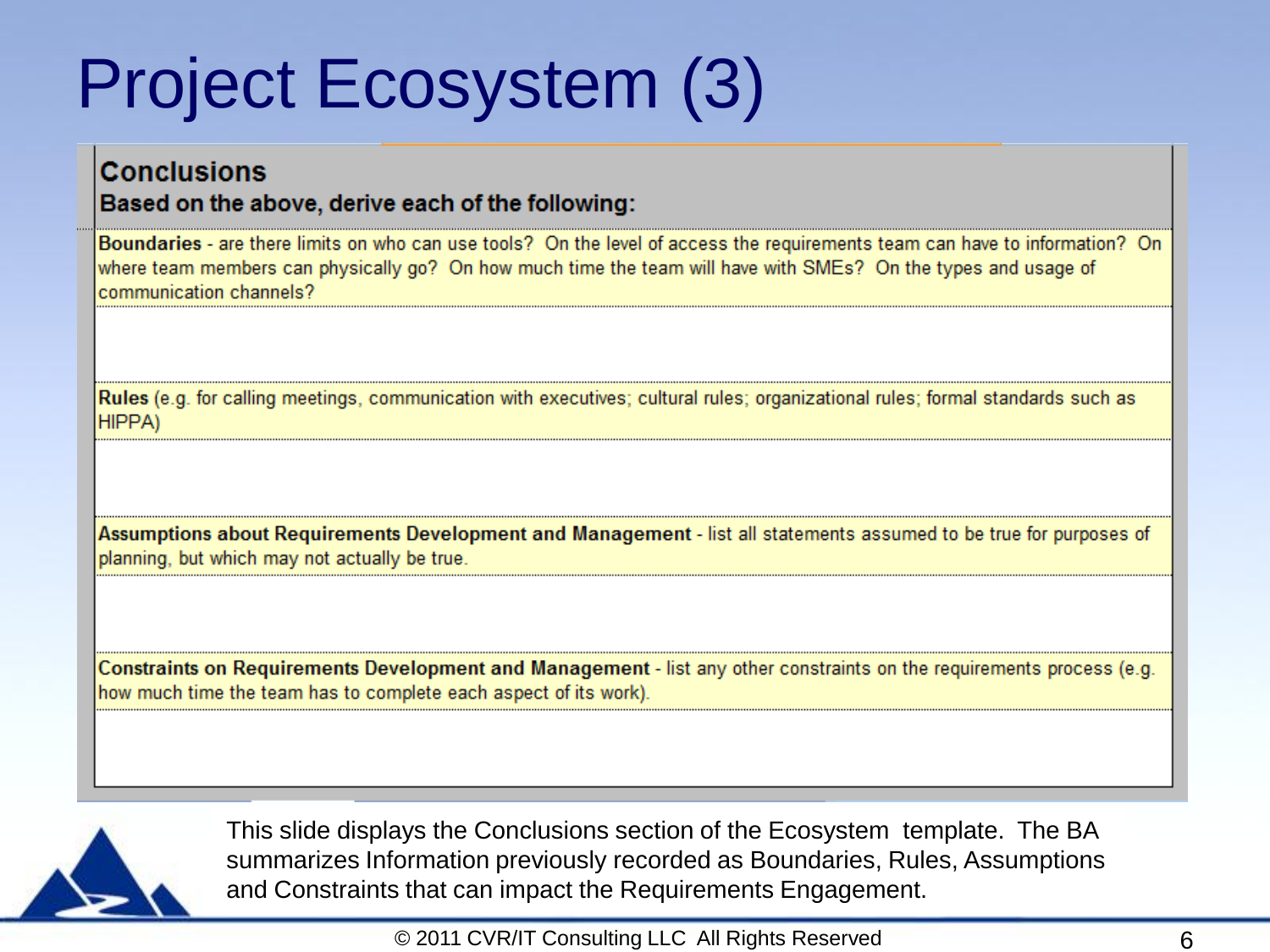# Project Ecosystem (3)

**Conclusions**

**Based on the above, derive each of the following:**

**Boundaries** - are there limits on who can use tools? On the level of access the requirements team can have to information? On where team members can physically go? On how much time the team will have with SMEs? On the types and usage of communication channels?

**Rules** (e.g. for calling meetings, communication with executives; cultural rules; organizational rules; formal standards such as HIPPA)

**Assumptions about Requirements Development and Management** - list all statements assumed to be true for purposes of planning, but which may not actually be true.

**Constraints on Requirements Development and Management** - list any other constraints on the requirements process (e.g. how much time the team has to complete each aspect of its work).

This slide displays the Conclusions section of the Ecosystem template. The BA summarizes Information previously recorded as Boundaries, Rules, Assumptions and Constraints that can impact the Requirements Engagement.

© 2011 CVR/IT Consulting LLC All Rights Reserved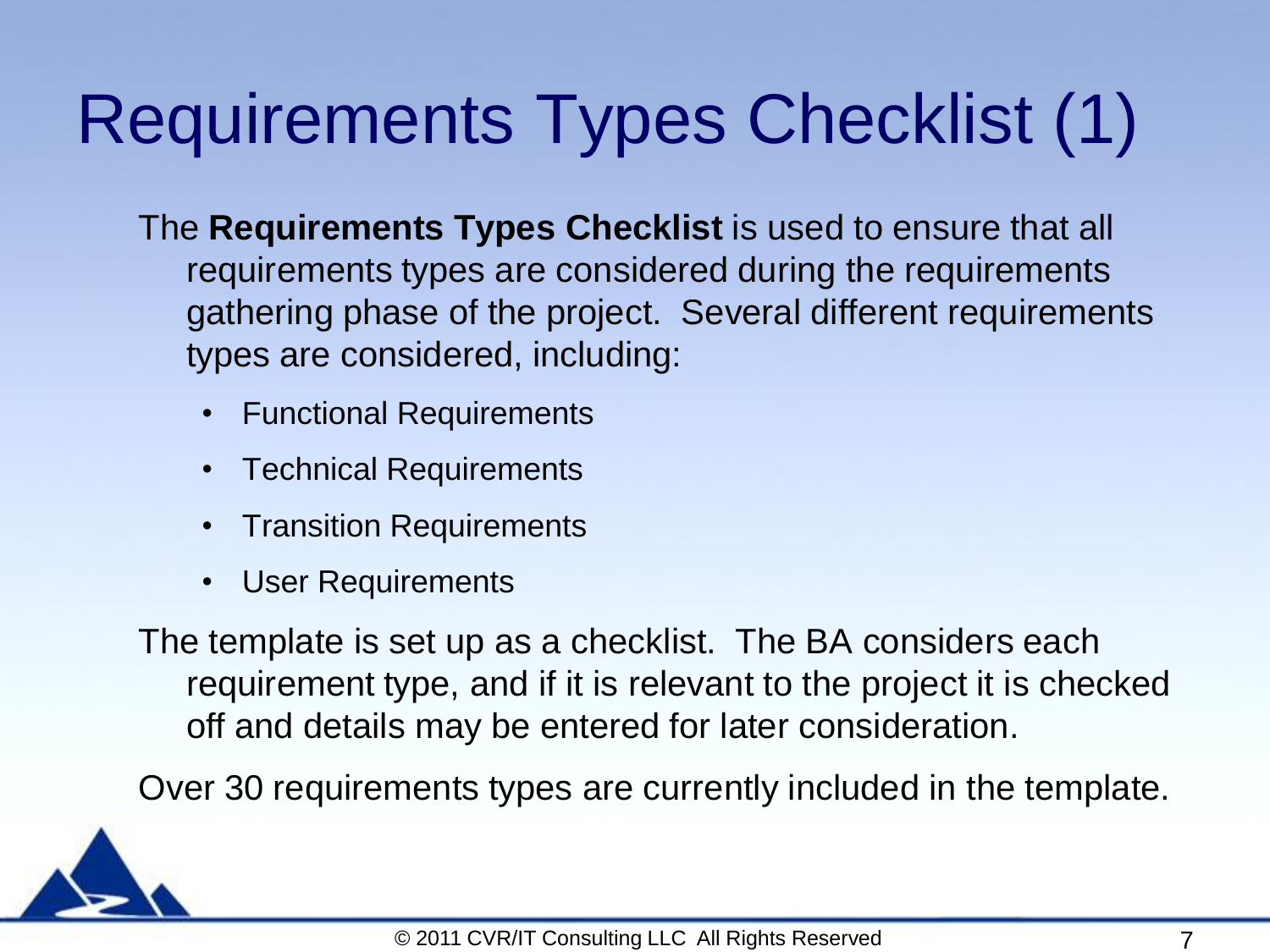# Requirements Types Checklist (1)

The **Requirements Types Checklist** is used to ensure that all requirements types are considered during the requirements gathering phase of the project. Several different requirements types are considered, including:

- Functional Requirements
- Technical Requirements
- Transition Requirements
- User Requirements

The template is set up as a checklist. The BA considers each requirement type, and if it is relevant to the project it is checked off and details may be entered for later consideration.

Over 30 requirements types are currently included in the template.

© 2011 CVR/IT Consulting LLC All Rights Reserved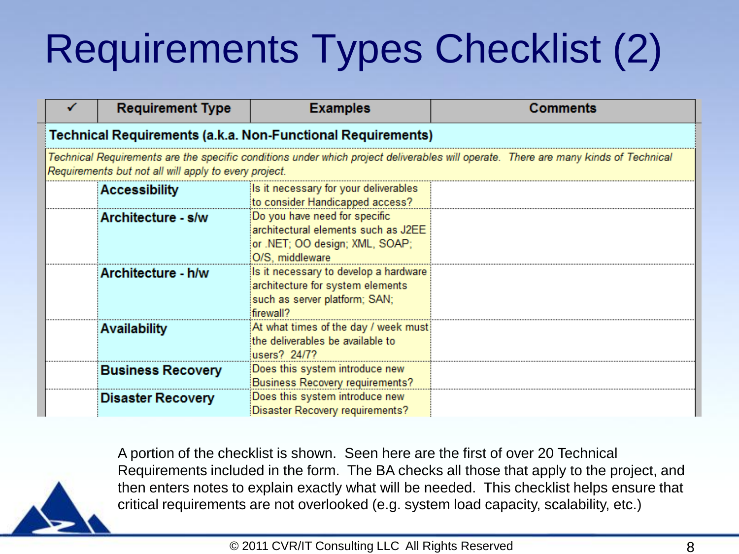# Requirements Types Checklist (2)

| ✓ | Requirement Type | Examples | Comments |
|---|---|---|---|
| **Technical Requirements (a.k.a. Non-Functional Requirements)** | | | |
| *Technical Requirements are the specific conditions under which project deliverables will operate. There are many kinds of Technical Requirements but not all will apply to every project.* | | | |
| | **Accessibility** | Is it necessary for your deliverables to consider Handicapped access? | |
| | **Architecture - s/w** | Do you have need for specific architectural elements such as J2EE or .NET; OO design; XML, SOAP; O/S, middleware | |
| | **Architecture - h/w** | Is it necessary to develop a hardware architecture for system elements such as server platform; SAN; firewall? | |
| | **Availability** | At what times of the day / week must the deliverables be available to users? 24/7? | |
| | **Business Recovery** | Does this system introduce new Business Recovery requirements? | |
| | **Disaster Recovery** | Does this system introduce new Disaster Recovery requirements? | |

A portion of the checklist is shown. Seen here are the first of over 20 Technical Requirements included in the form. The BA checks all those that apply to the project, and then enters notes to explain exactly what will be needed. This checklist helps ensure that critical requirements are not overlooked (e.g. system load capacity, scalability, etc.)

© 2011 CVR/IT Consulting LLC All Rights Reserved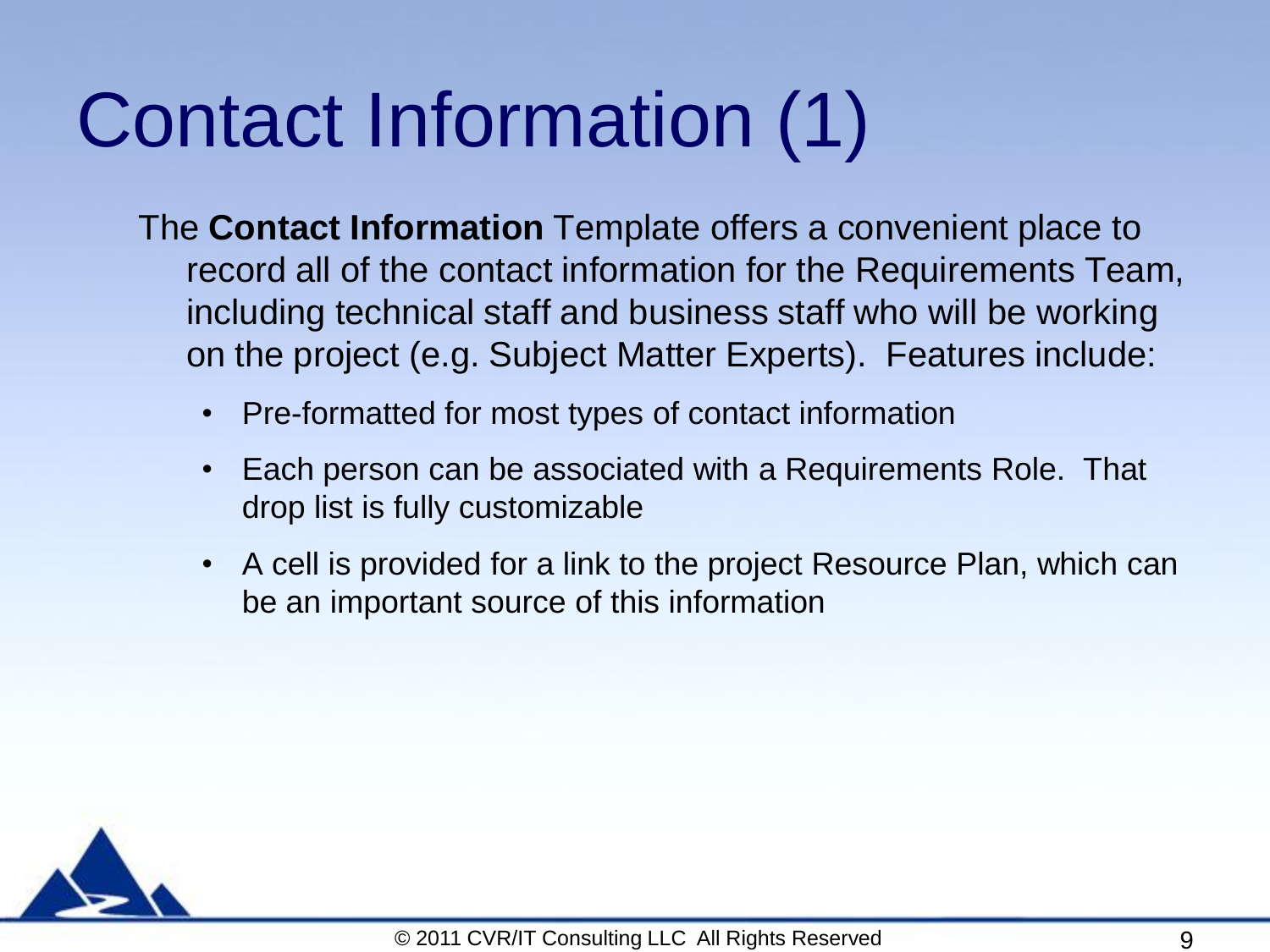# Contact Information (1)

The **Contact Information** Template offers a convenient place to record all of the contact information for the Requirements Team, including technical staff and business staff who will be working on the project (e.g. Subject Matter Experts). Features include:

- Pre-formatted for most types of contact information
- Each person can be associated with a Requirements Role. That drop list is fully customizable
- A cell is provided for a link to the project Resource Plan, which can be an important source of this information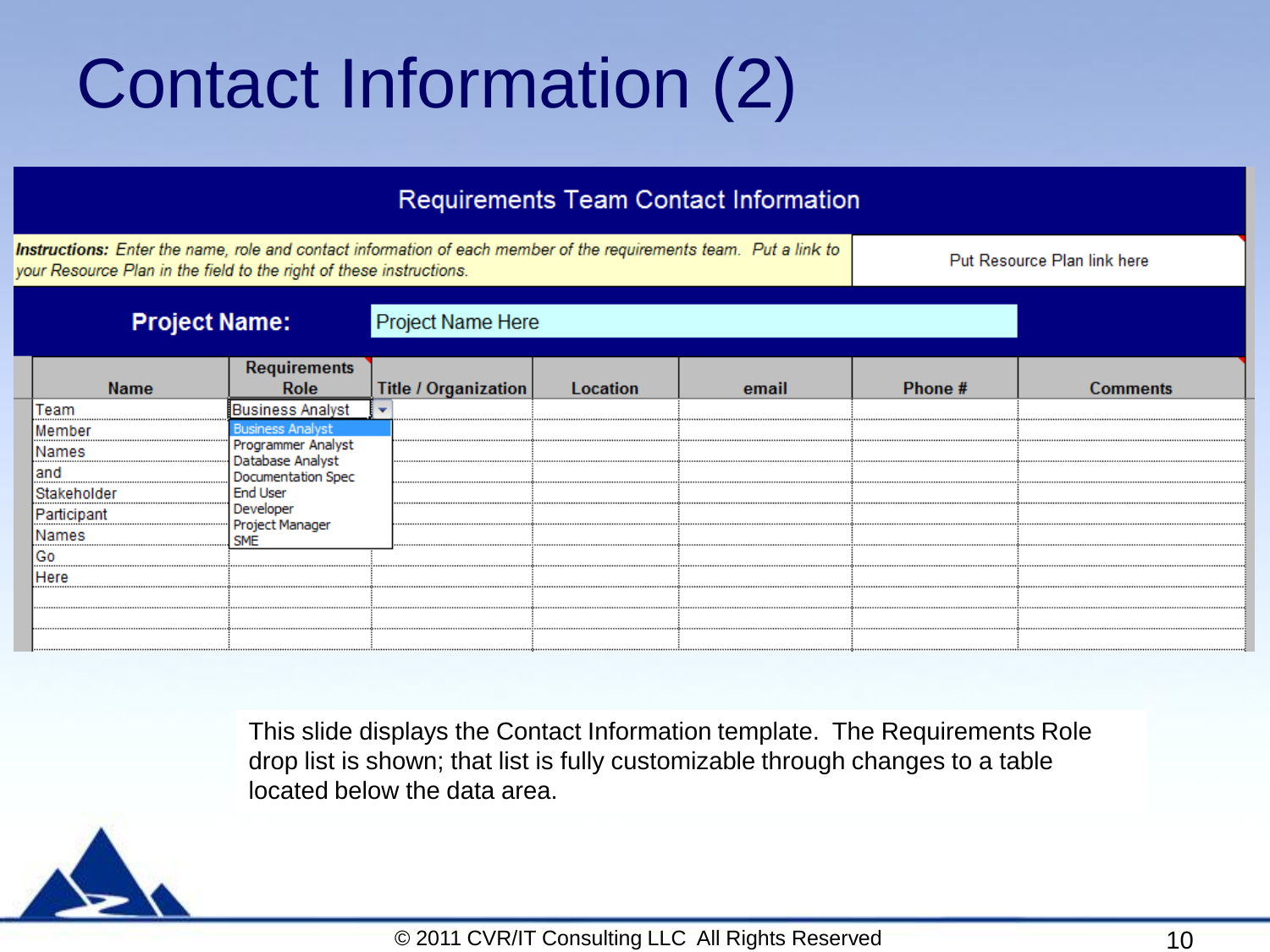# Contact Information (2)

**Requirements Team Contact Information**

***Instructions:*** *Enter the name, role and contact information of each member of the requirements team. Put a link to your Resource Plan in the field to the right of these instructions.*

Put Resource Plan link here

**Project Name:** Project Name Here

| Name | Requirements Role | Title / Organization | Location | email | Phone # | Comments |
|---|---|---|---|---|---|---|
| Team | Business Analyst | | | | | |
| Member | | | | | | |
| Names | | | | | | |
| and | | | | | | |
| Stakeholder | | | | | | |
| Participant | | | | | | |
| Names | | | | | | |
| Go | | | | | | |
| Here | | | | | | |
| | | | | | | |
| | | | | | | |
| | | | | | | |

Requirements Role drop list:
- Business Analyst
- Programmer Analyst
- Database Analyst
- Documentation Spec
- End User
- Developer
- Project Manager
- SME

This slide displays the Contact Information template. The Requirements Role drop list is shown; that list is fully customizable through changes to a table located below the data area.

© 2011 CVR/IT Consulting LLC All Rights Reserved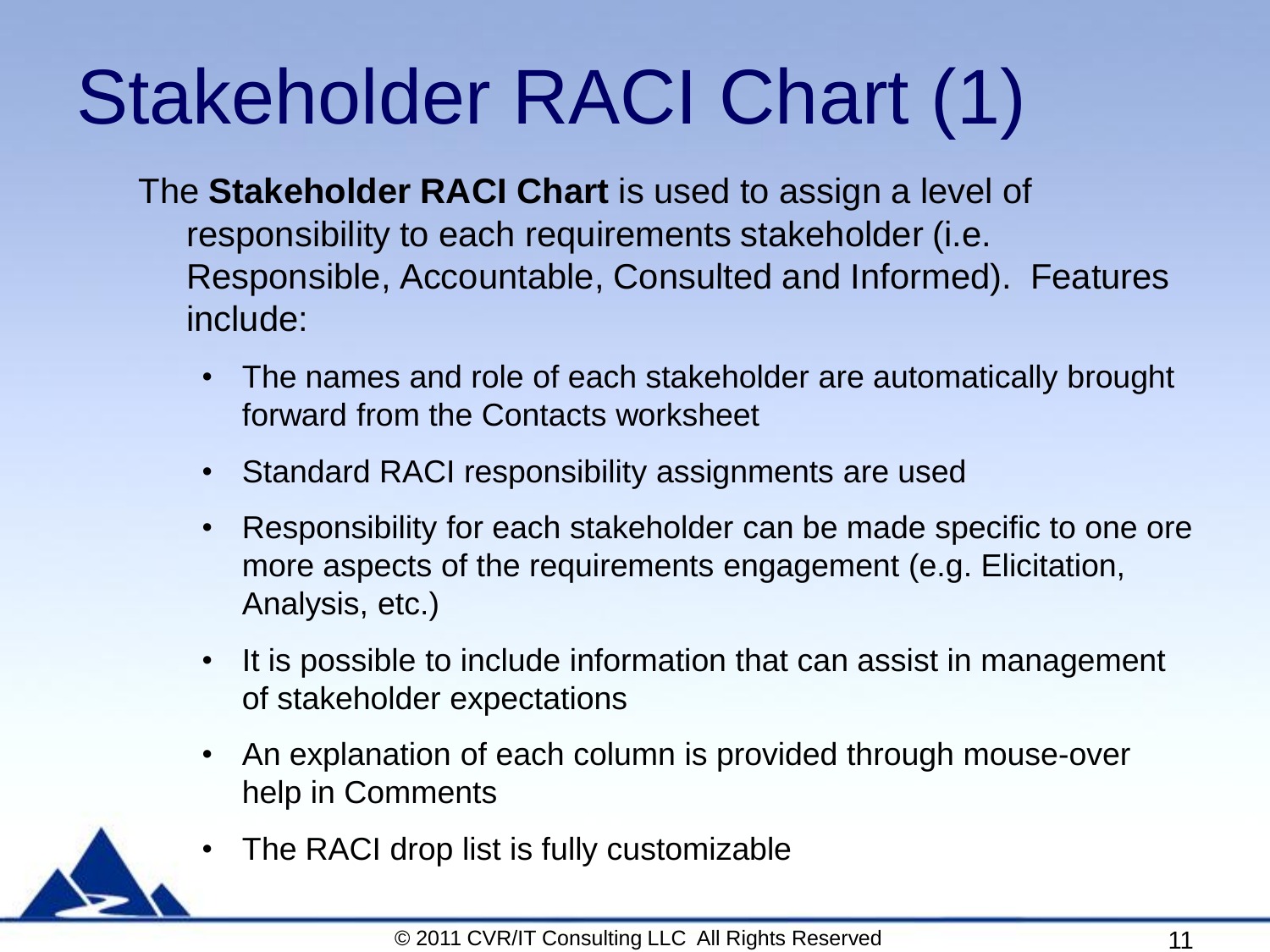# Stakeholder RACI Chart (1)

The **Stakeholder RACI Chart** is used to assign a level of responsibility to each requirements stakeholder (i.e. Responsible, Accountable, Consulted and Informed). Features include:

- The names and role of each stakeholder are automatically brought forward from the Contacts worksheet
- Standard RACI responsibility assignments are used
- Responsibility for each stakeholder can be made specific to one ore more aspects of the requirements engagement (e.g. Elicitation, Analysis, etc.)
- It is possible to include information that can assist in management of stakeholder expectations
- An explanation of each column is provided through mouse-over help in Comments
- The RACI drop list is fully customizable

© 2011 CVR/IT Consulting LLC All Rights Reserved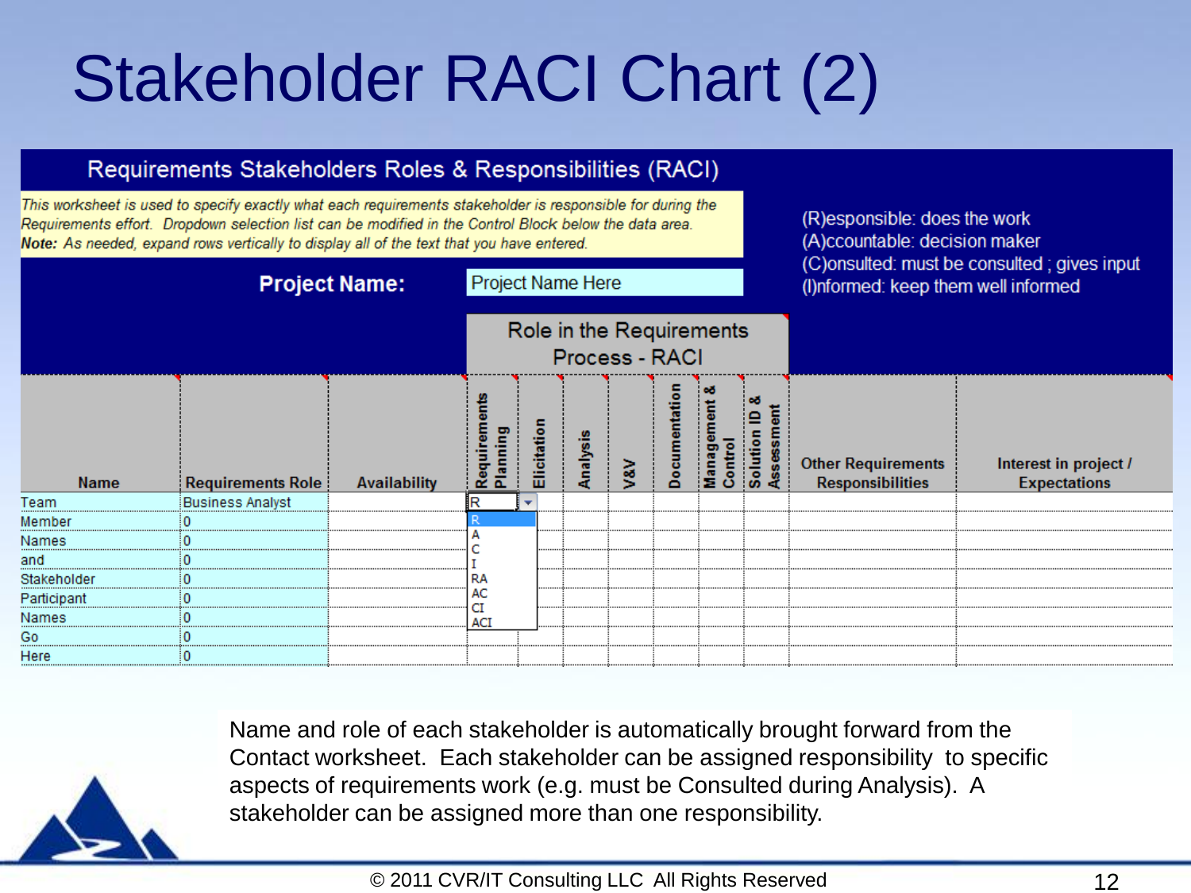# Stakeholder RACI Chart (2)

## Requirements Stakeholders Roles & Responsibilities (RACI)

*This worksheet is used to specify exactly what each requirements stakeholder is responsible for during the Requirements effort. Dropdown selection list can be modified in the Control Block below the data area.*
***Note:** As needed, expand rows vertically to display all of the text that you have entered.*

(R)esponsible: does the work
(A)ccountable: decision maker
(C)onsulted: must be consulted ; gives input
(I)nformed: keep them well informed

**Project Name:** Project Name Here

| | | | Role in the Requirements Process - RACI | | | | | | | | |
|---|---|---|---|---|---|---|---|---|---|---|---|
| **Name** | **Requirements Role** | **Availability** | **Requirements Planning** | **Elicitation** | **Analysis** | **V&V** | **Documentation** | **Management & Control** | **Solution ID & Assessment** | **Other Requirements Responsibilities** | **Interest in project / Expectations** |
| Team | Business Analyst | | R | | | | | | | | |
| Member | 0 | | R | | | | | | | | |
| Names | 0 | | A | | | | | | | | |
| and | 0 | | C | | | | | | | | |
| Stakeholder | 0 | | I | | | | | | | | |
| Participant | 0 | | RA | | | | | | | | |
| Names | 0 | | AC | | | | | | | | |
| Go | 0 | | CI | | | | | | | | |
| Here | 0 | | ACI | | | | | | | | |

Name and role of each stakeholder is automatically brought forward from the Contact worksheet. Each stakeholder can be assigned responsibility to specific aspects of requirements work (e.g. must be Consulted during Analysis). A stakeholder can be assigned more than one responsibility.

© 2011 CVR/IT Consulting LLC All Rights Reserved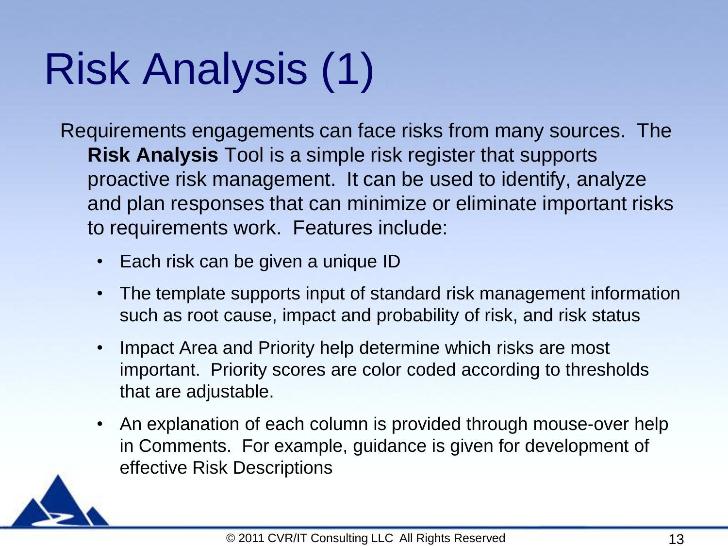# Risk Analysis (1)

Requirements engagements can face risks from many sources. The **Risk Analysis** Tool is a simple risk register that supports proactive risk management. It can be used to identify, analyze and plan responses that can minimize or eliminate important risks to requirements work. Features include:

- Each risk can be given a unique ID
- The template supports input of standard risk management information such as root cause, impact and probability of risk, and risk status
- Impact Area and Priority help determine which risks are most important. Priority scores are color coded according to thresholds that are adjustable.
- An explanation of each column is provided through mouse-over help in Comments. For example, guidance is given for development of effective Risk Descriptions

© 2011 CVR/IT Consulting LLC All Rights Reserved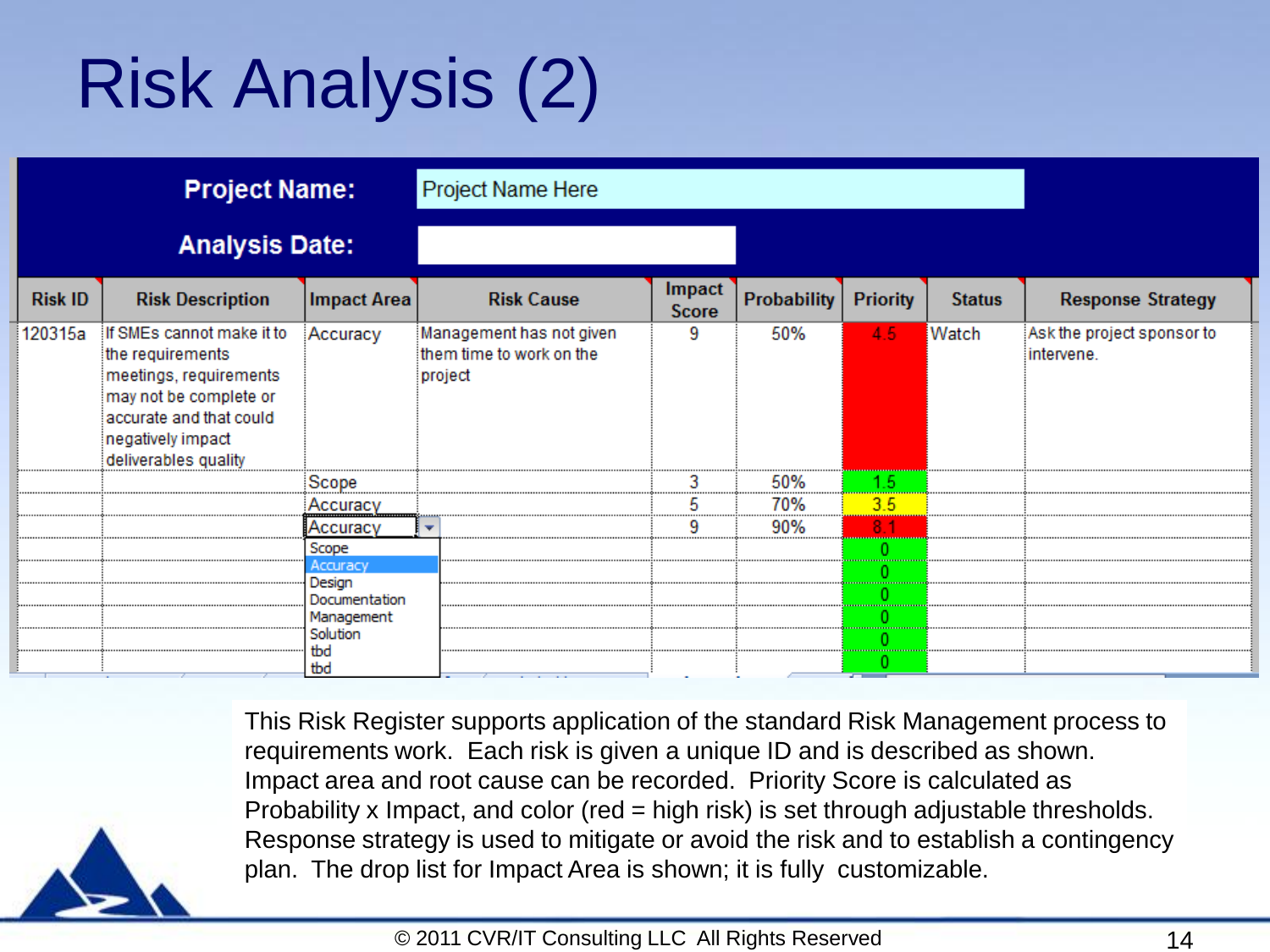# Risk Analysis (2)

**Project Name:** Project Name Here

**Analysis Date:**

| Risk ID | Risk Description | Impact Area | Risk Cause | Impact Score | Probability | Priority | Status | Response Strategy |
|---|---|---|---|---|---|---|---|---|
| 120315a | If SMEs cannot make it to the requirements meetings, requirements may not be complete or accurate and that could negatively impact deliverables quality | Accuracy | Management has not given them time to work on the project | 9 | 50% | 4.5 | Watch | Ask the project sponsor to intervene. |
| | | Scope | | 3 | 50% | 1.5 | | |
| | | Accuracy | | 5 | 70% | 3.5 | | |
| | | Accuracy | | 9 | 90% | 8.1 | | |
| | | | | | | 0 | | |
| | | | | | | 0 | | |
| | | | | | | 0 | | |
| | | | | | | 0 | | |
| | | | | | | 0 | | |
| | | | | | | 0 | | |

Impact Area drop list: Scope, Accuracy, Design, Documentation, Management, Solution, tbd, tbd

This Risk Register supports application of the standard Risk Management process to requirements work. Each risk is given a unique ID and is described as shown. Impact area and root cause can be recorded. Priority Score is calculated as Probability x Impact, and color (red = high risk) is set through adjustable thresholds. Response strategy is used to mitigate or avoid the risk and to establish a contingency plan. The drop list for Impact Area is shown; it is fully customizable.

© 2011 CVR/IT Consulting LLC All Rights Reserved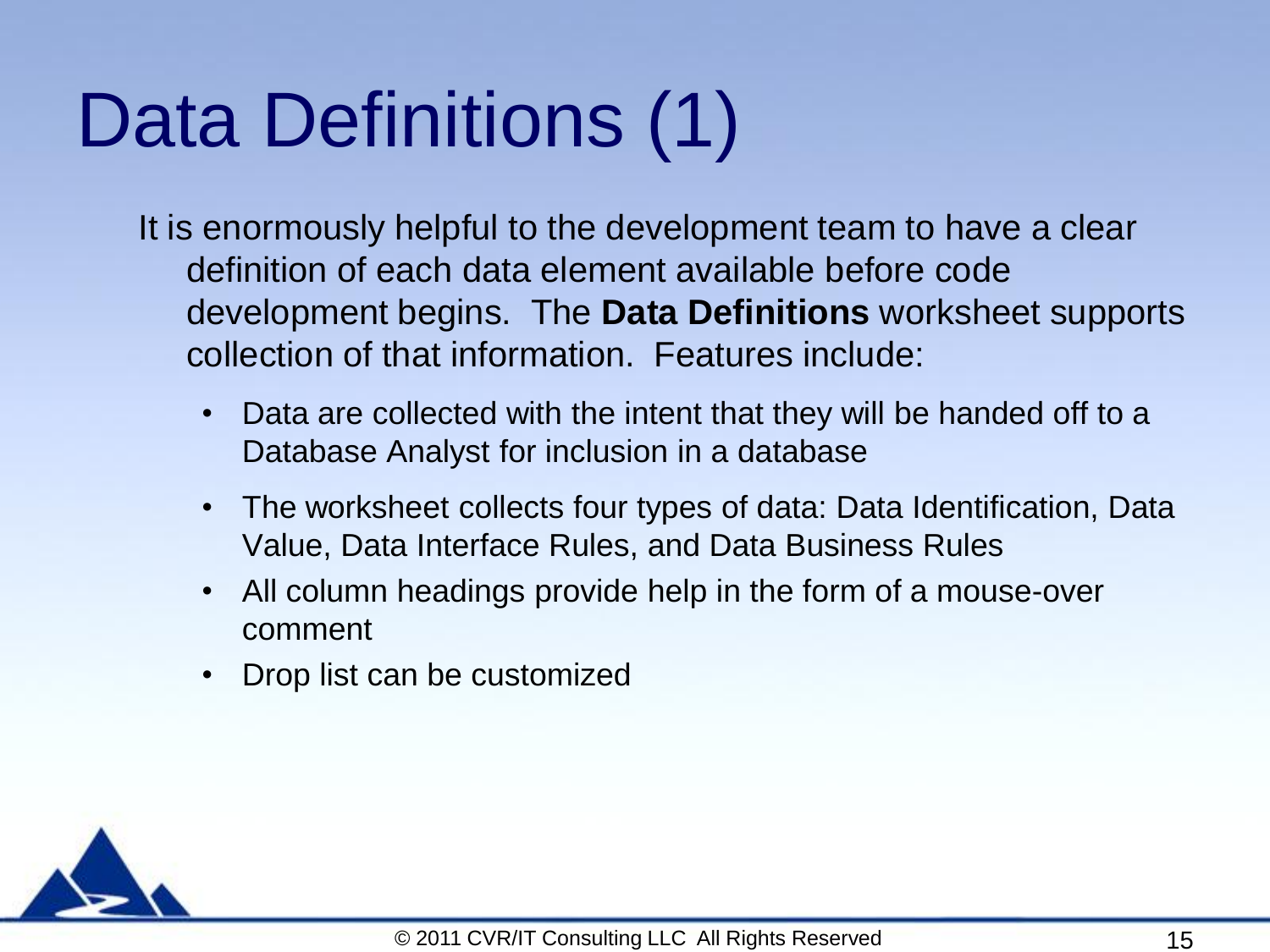# Data Definitions (1)

It is enormously helpful to the development team to have a clear definition of each data element available before code development begins. The **Data Definitions** worksheet supports collection of that information. Features include:

- Data are collected with the intent that they will be handed off to a Database Analyst for inclusion in a database
- The worksheet collects four types of data: Data Identification, Data Value, Data Interface Rules, and Data Business Rules
- All column headings provide help in the form of a mouse-over comment
- Drop list can be customized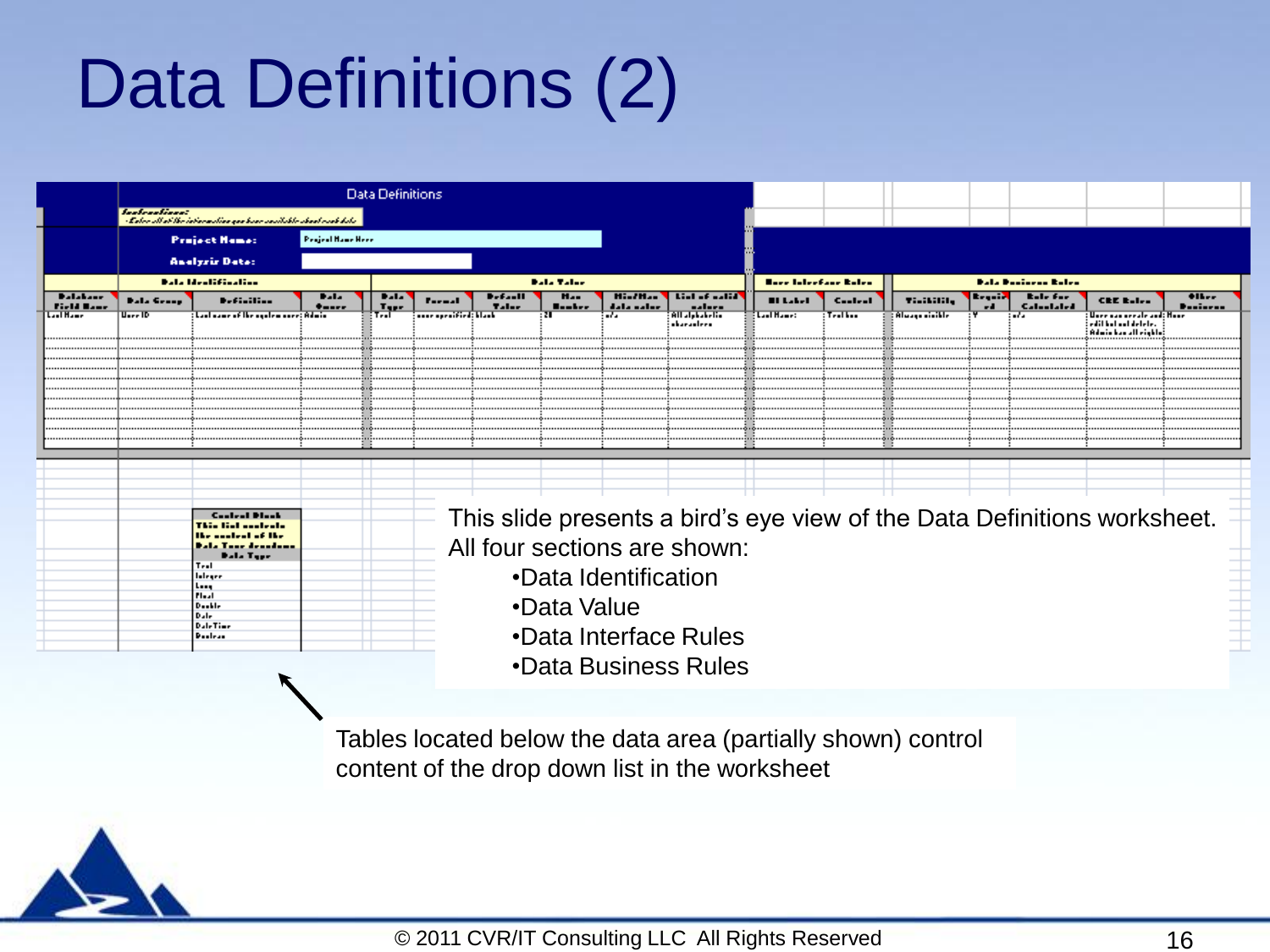# Data Definitions (2)

This slide presents a bird's eye view of the Data Definitions worksheet. All four sections are shown:

- Data Identification
- Data Value
- Data Interface Rules
- Data Business Rules

Tables located below the data area (partially shown) control content of the drop down list in the worksheet

© 2011 CVR/IT Consulting LLC All Rights Reserved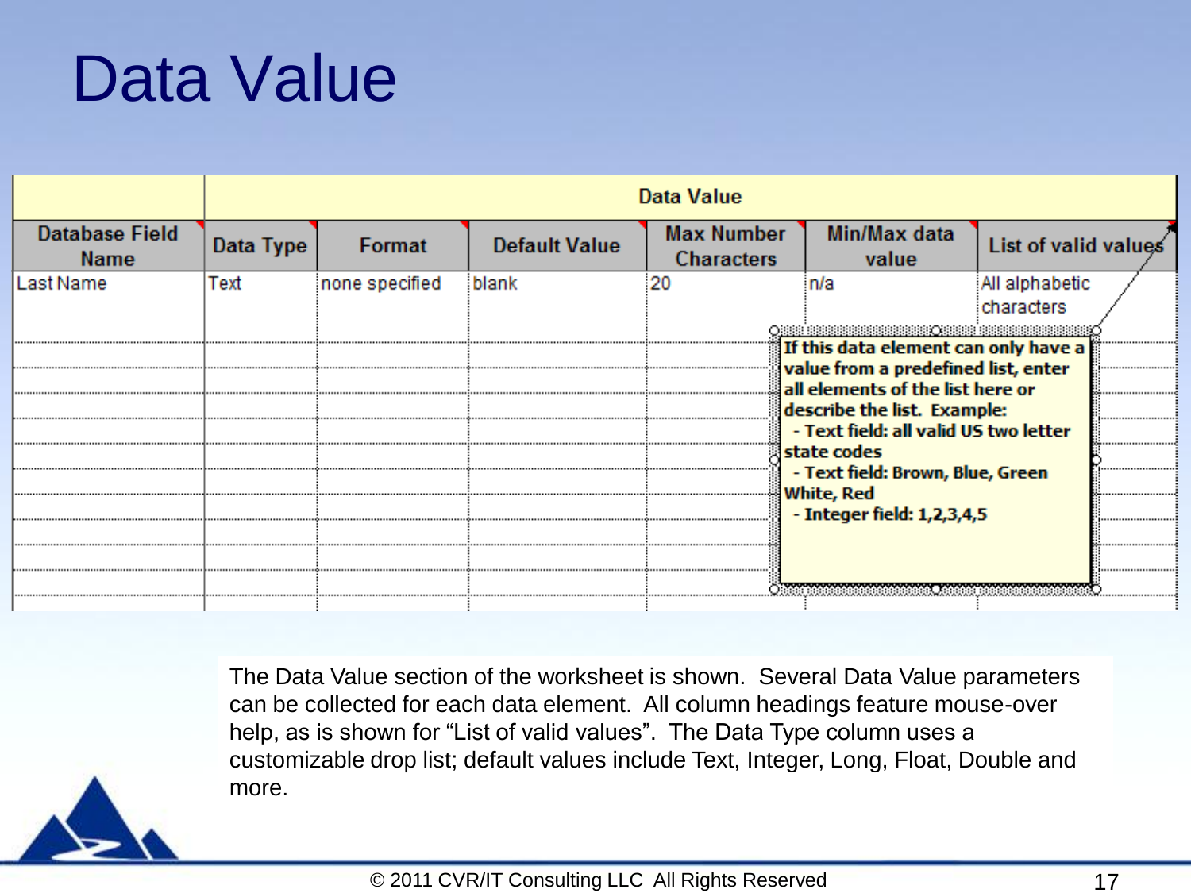# Data Value

| | Data Value | | | | | |
|---|---|---|---|---|---|---|
| Database Field Name | Data Type | Format | Default Value | Max Number Characters | Min/Max data value | List of valid values |
| Last Name | Text | none specified | blank | 20 | n/a | All alphabetic characters |

If this data element can only have a value from a predefined list, enter all elements of the list here or describe the list. Example:
- Text field: all valid US two letter state codes
- Text field: Brown, Blue, Green White, Red
- Integer field: 1,2,3,4,5

The Data Value section of the worksheet is shown. Several Data Value parameters can be collected for each data element. All column headings feature mouse-over help, as is shown for “List of valid values”. The Data Type column uses a customizable drop list; default values include Text, Integer, Long, Float, Double and more.

© 2011 CVR/IT Consulting LLC All Rights Reserved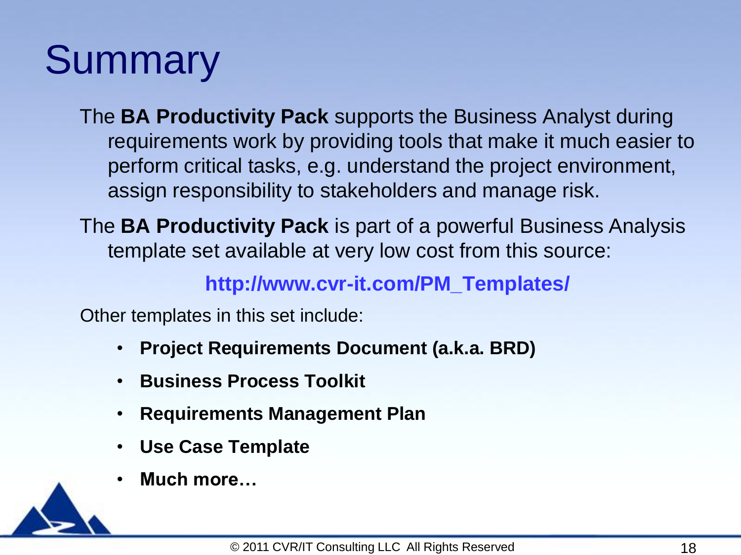# Summary

The **BA Productivity Pack** supports the Business Analyst during requirements work by providing tools that make it much easier to perform critical tasks, e.g. understand the project environment, assign responsibility to stakeholders and manage risk.

The **BA Productivity Pack** is part of a powerful Business Analysis template set available at very low cost from this source:

**http://www.cvr-it.com/PM_Templates/**

Other templates in this set include:

- **Project Requirements Document (a.k.a. BRD)**
- **Business Process Toolkit**
- **Requirements Management Plan**
- **Use Case Template**
- **Much more…**

© 2011 CVR/IT Consulting LLC All Rights Reserved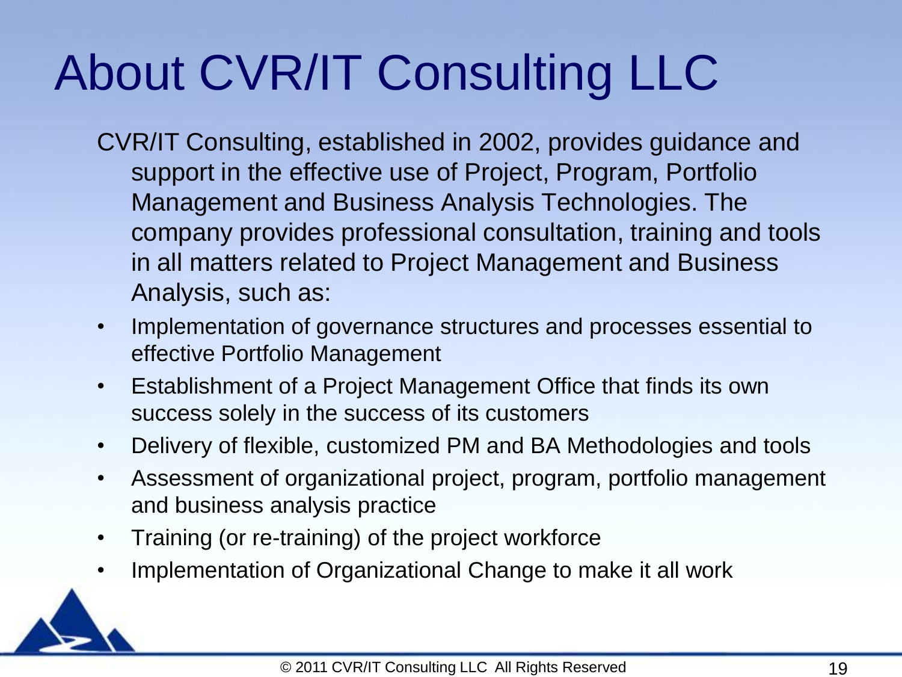# About CVR/IT Consulting LLC

CVR/IT Consulting, established in 2002, provides guidance and support in the effective use of Project, Program, Portfolio Management and Business Analysis Technologies. The company provides professional consultation, training and tools in all matters related to Project Management and Business Analysis, such as:

- Implementation of governance structures and processes essential to effective Portfolio Management
- Establishment of a Project Management Office that finds its own success solely in the success of its customers
- Delivery of flexible, customized PM and BA Methodologies and tools
- Assessment of organizational project, program, portfolio management and business analysis practice
- Training (or re-training) of the project workforce
- Implementation of Organizational Change to make it all work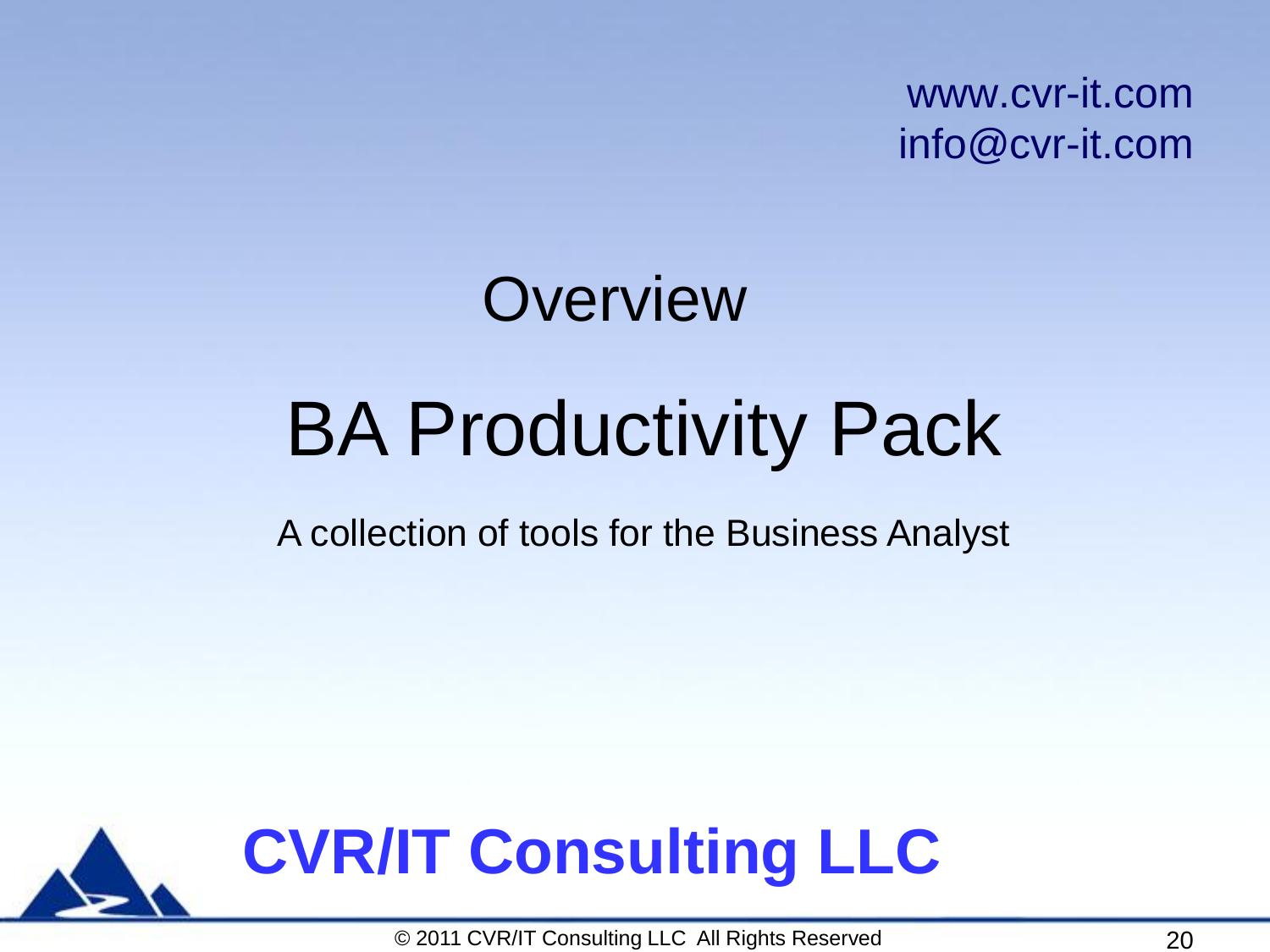www.cvr-it.com
info@cvr-it.com

## Overview

# BA Productivity Pack

A collection of tools for the Business Analyst

**CVR/IT Consulting LLC**

© 2011 CVR/IT Consulting LLC All Rights Reserved